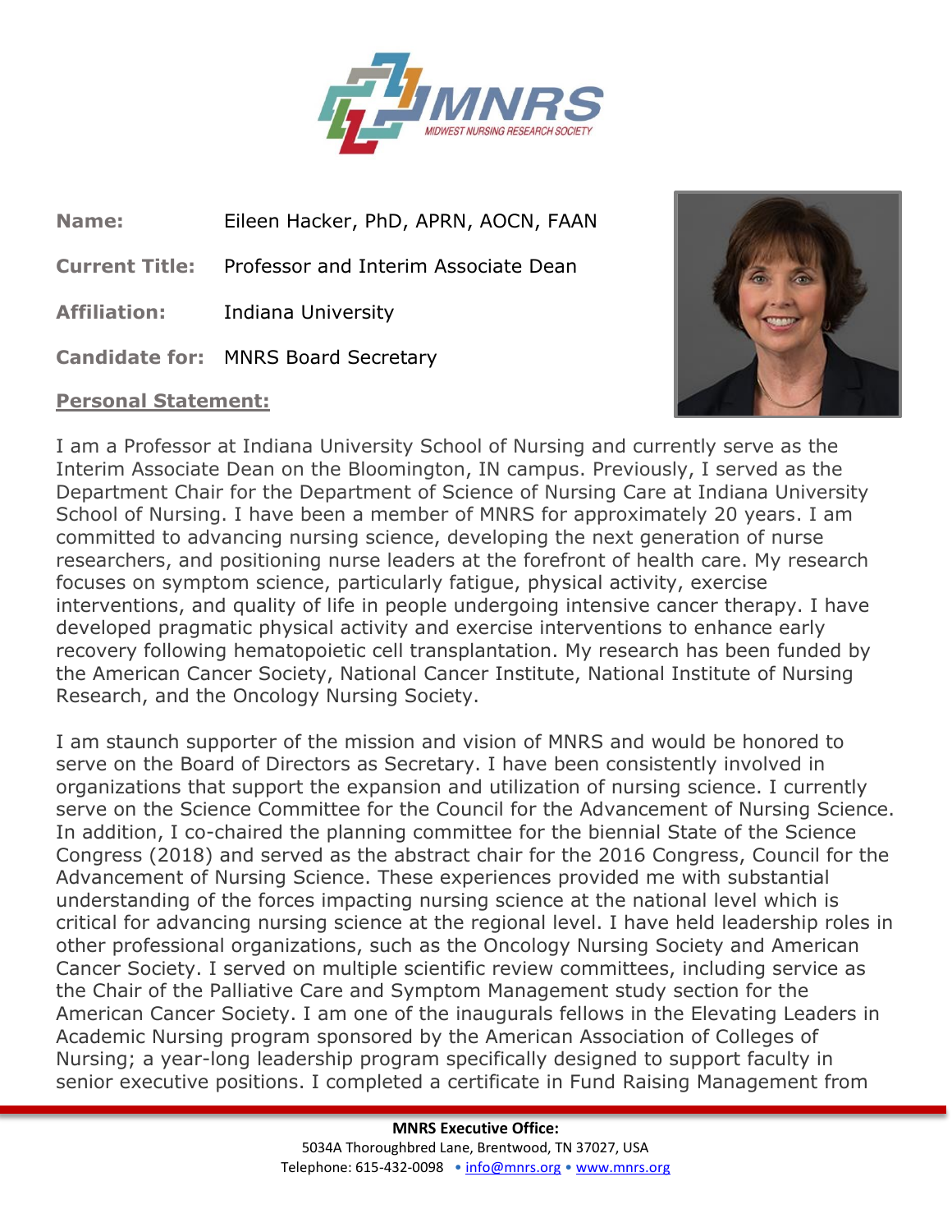**Name:** Eileen Hacker, PhD, APRN, AOCN, FAAN

**Current Title:** Professor and Interim Associate Dean

**Affiliation:** Indiana University

**Candidate for:** MNRS Board Secretary

**Personal Statement:**

I am a Professor at Indiana University School of Nursing and currently serve as the Interim Associate Dean on the Bloomington, IN campus. Previously, I served as the Department Chair for the Department of Science of Nursing Care at Indiana University School of Nursing. I have been a member of MNRS for approximately 20 years. I am committed to advancing nursing science, developing the next generation of nurse researchers, and positioning nurse leaders at the forefront of health care. My research focuses on symptom science, particularly fatigue, physical activity, exercise interventions, and quality of life in people undergoing intensive cancer therapy. I have developed pragmatic physical activity and exercise interventions to enhance early recovery following hematopoietic cell transplantation. My research has been funded by the American Cancer Society, National Cancer Institute, National Institute of Nursing Research, and the Oncology Nursing Society.

I am staunch supporter of the mission and vision of MNRS and would be honored to serve on the Board of Directors as Secretary. I have been consistently involved in organizations that support the expansion and utilization of nursing science. I currently serve on the Science Committee for the Council for the Advancement of Nursing Science. In addition, I co-chaired the planning committee for the biennial State of the Science Congress (2018) and served as the abstract chair for the 2016 Congress, Council for the Advancement of Nursing Science. These experiences provided me with substantial understanding of the forces impacting nursing science at the national level which is critical for advancing nursing science at the regional level. I have held leadership roles in other professional organizations, such as the Oncology Nursing Society and American Cancer Society. I served on multiple scientific review committees, including service as the Chair of the Palliative Care and Symptom Management study section for the American Cancer Society. I am one of the inaugurals fellows in the Elevating Leaders in Academic Nursing program sponsored by the American Association of Colleges of Nursing; a year-long leadership program specifically designed to support faculty in senior executive positions. I completed a certificate in Fund Raising Management from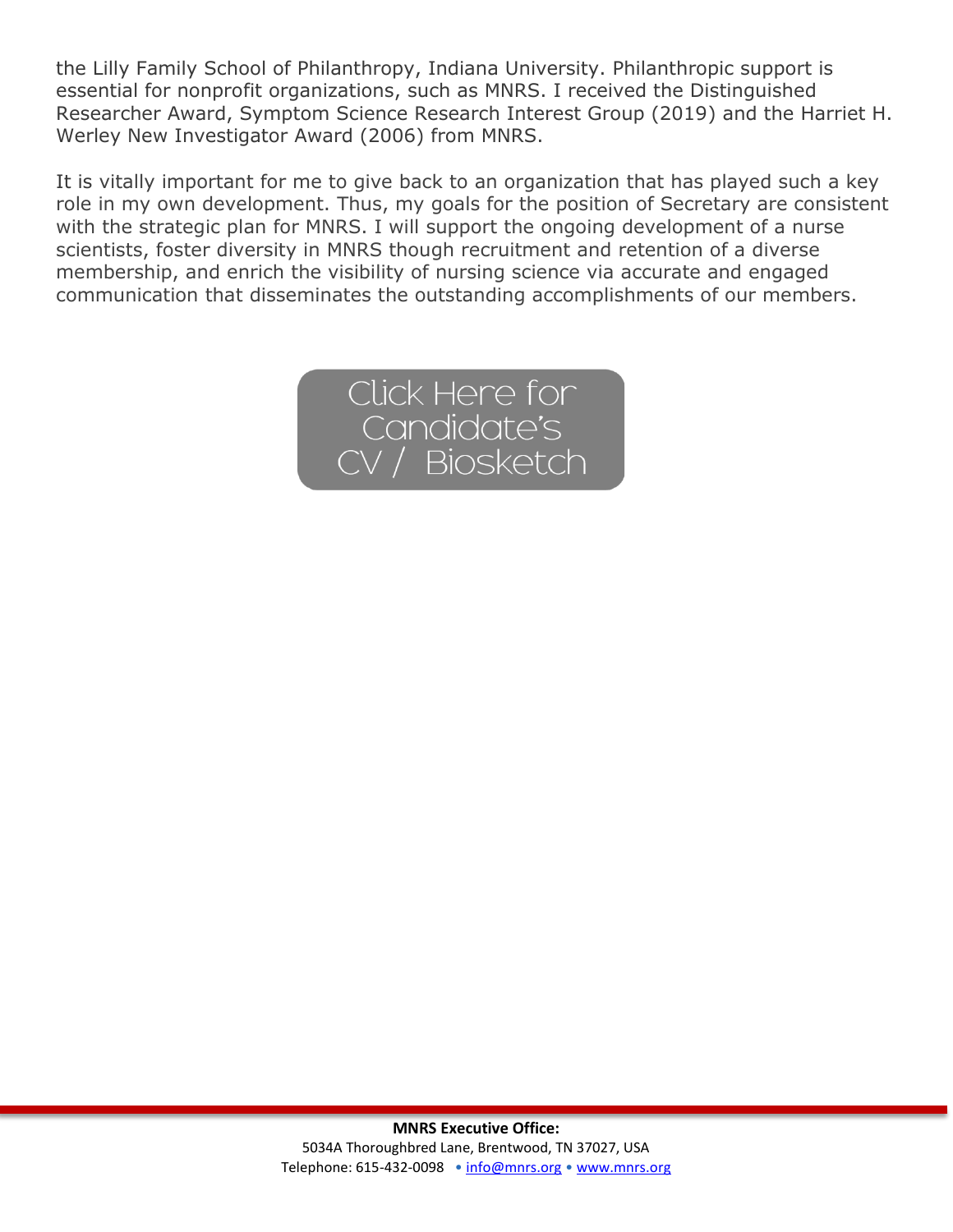the Lilly Family School of Philanthropy, Indiana University. Philanthropic support is essential for nonprofit organizations, such as MNRS. I received the Distinguished Researcher Award, Symptom Science Research Interest Group (2019) and the Harriet H. Werley New Investigator Award (2006) from MNRS.

It is vitally important for me to give back to an organization that has played such a key role in my own development. Thus, my goals for the position of Secretary are consistent with the strategic plan for MNRS. I will support the ongoing development of a nurse scientists, foster diversity in MNRS though recruitment and retention of a diverse membership, and enrich the visibility of nursing science via accurate and engaged communication that disseminates the outstanding accomplishments of our members.

Click Here for Candidate's CV / Biosketch

**MNRS Executive Office:**
5034A Thoroughbred Lane, Brentwood, TN 37027, USA
Telephone: 615-432-0098 • info@mnrs.org • www.mnrs.org